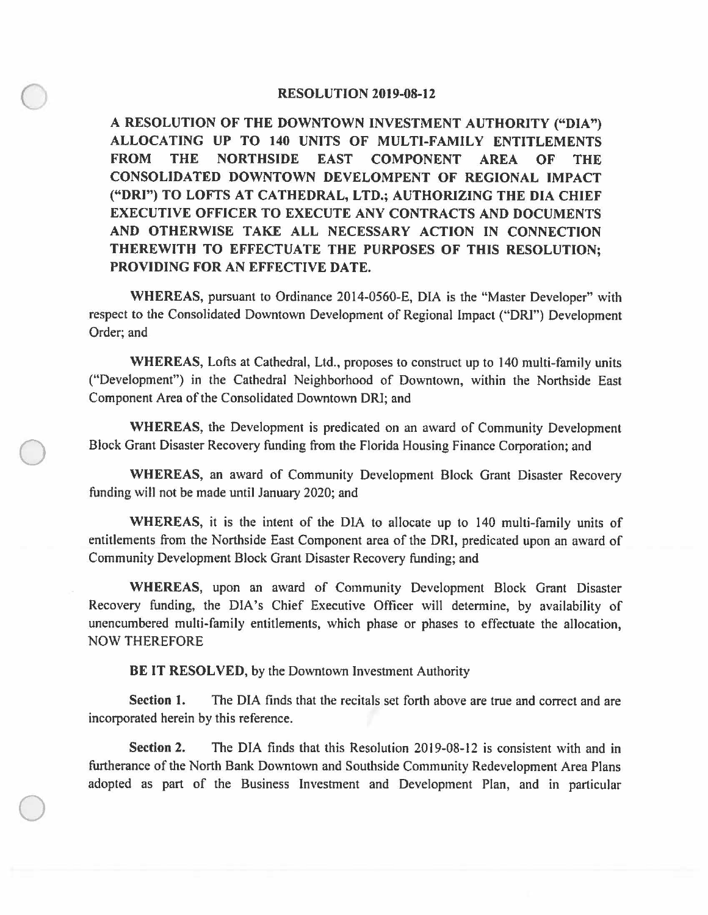## RESOLUTION 2019-08-12

**A RESOLUTION OF THE DOWNTOWN INVESTMENT AUTHORITY ("DIA") ALLOCATING UP TO 140 UNITS OF MULTI-FAMILY ENTITLEMENTS FROM THE NORTHSIDE EAST COMPONENT AREA OF THE CONSOLIDATED DOWNTOWN DEVELOMPENT OF REGIONAL IMPACT ("DRI") TO LOFTS AT CATHEDRAL, LTD.; AUTHORIZING THE DIA CHIEF EXECUTIVE OFFICER TO EXECUTE ANY CONTRACTS AND DOCUMENTS AND OTHERWISE TAKE ALL NECESSARY ACTION IN CONNECTION THEREWITH TO EFFECTUATE THE PURPOSES OF THIS RESOLUTION; PROVIDING FOR AN EFFECTIVE DATE.**

**WHEREAS**, pursuant to Ordinance 2014-0560-E, DIA is the "Master Developer" with respect to the Consolidated Downtown Development of Regional Impact ("DRI") Development Order; and

**WHEREAS**, Lofts at Cathedral, Ltd., proposes to construct up to 140 multi-family units ("Development") in the Cathedral Neighborhood of Downtown, within the Northside East Component Area of the Consolidated Downtown DRI; and

**WHEREAS**, the Development is predicated on an award of Community Development Block Grant Disaster Recovery funding from the Florida Housing Finance Corporation; and

**WHEREAS**, an award of Community Development Block Grant Disaster Recovery funding will not be made until January 2020; and

**WHEREAS**, it is the intent of the DIA to allocate up to 140 multi-family units of entitlements from the Northside East Component area of the DRI, predicated upon an award of Community Development Block Grant Disaster Recovery funding; and

**WHEREAS**, upon an award of Community Development Block Grant Disaster Recovery funding, the DIA's Chief Executive Officer will determine, by availability of unencumbered multi-family entitlements, which phase or phases to effectuate the allocation, NOW THEREFORE

**BE IT RESOLVED**, by the Downtown Investment Authority

**Section 1.** The DIA finds that the recitals set forth above are true and correct and are incorporated herein by this reference.

**Section 2.** The DIA finds that this Resolution 2019-08-12 is consistent with and in furtherance of the North Bank Downtown and Southside Community Redevelopment Area Plans adopted as part of the Business Investment and Development Plan, and in particular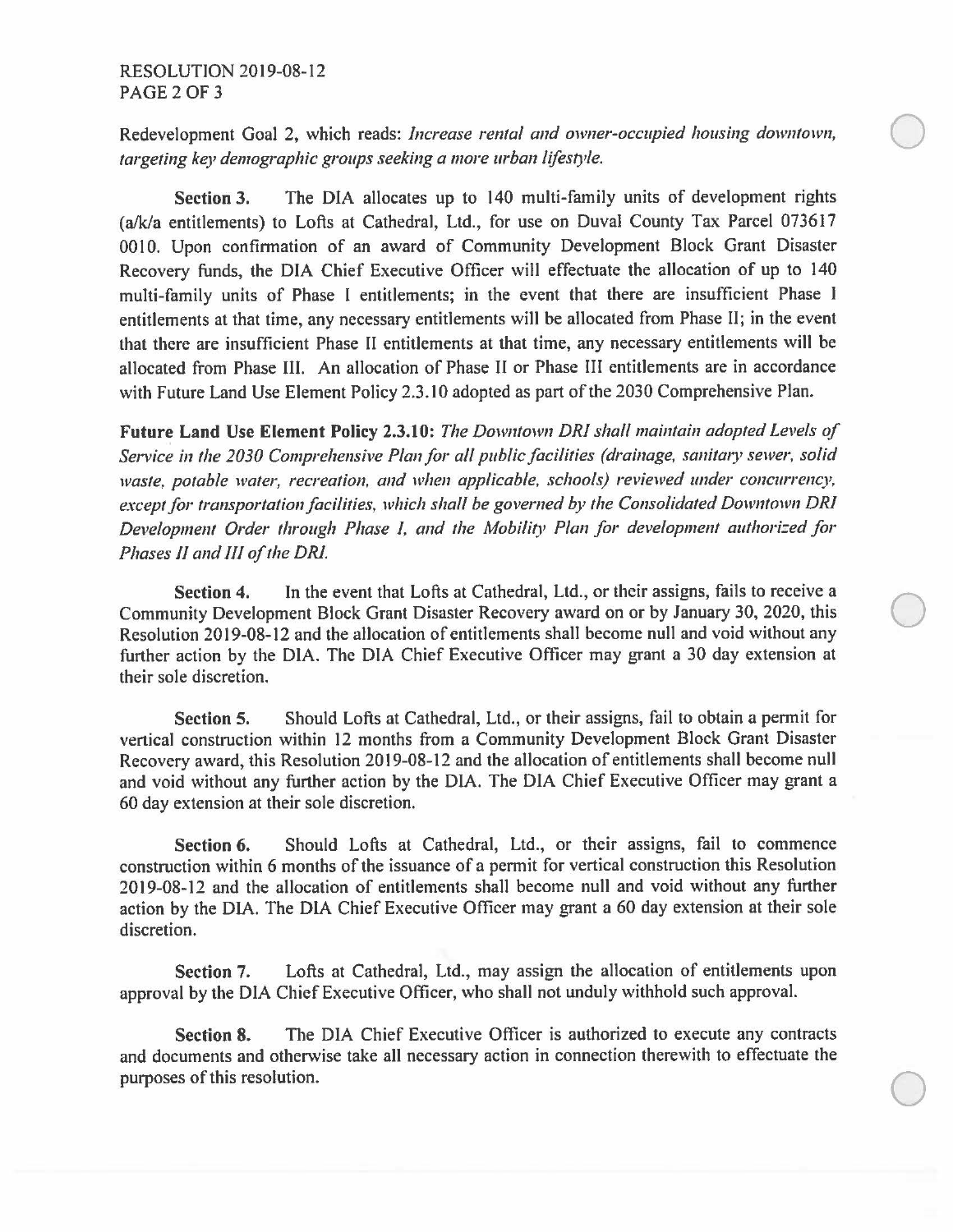Redevelopment Goal 2, which reads: *Increase rental and owner-occupied housing downtown, targeting key demographic groups seeking a more urban lifestyle.*

**Section 3.** The DIA allocates up to 140 multi-family units of development rights (a/k/a entitlements) to Lofts at Cathedral, Ltd., for use on Duval County Tax Parcel 073617 0010. Upon confirmation of an award of Community Development Block Grant Disaster Recovery funds, the DIA Chief Executive Officer will effectuate the allocation of up to 140 multi-family units of Phase I entitlements; in the event that there are insufficient Phase I entitlements at that time, any necessary entitlements will be allocated from Phase II; in the event that there are insufficient Phase II entitlements at that time, any necessary entitlements will be allocated from Phase III. An allocation of Phase II or Phase III entitlements are in accordance with Future Land Use Element Policy 2.3.10 adopted as part of the 2030 Comprehensive Plan.

**Future Land Use Element Policy 2.3.10:** *The Downtown DRI shall maintain adopted Levels of Service in the 2030 Comprehensive Plan for all public facilities (drainage, sanitary sewer, solid waste, potable water, recreation, and when applicable, schools) reviewed under concurrency, except for transportation facilities, which shall be governed by the Consolidated Downtown DRI Development Order through Phase I, and the Mobility Plan for development authorized for Phases II and III of the DRI.*

**Section 4.** In the event that Lofts at Cathedral, Ltd., or their assigns, fails to receive a Community Development Block Grant Disaster Recovery award on or by January 30, 2020, this Resolution 2019-08-12 and the allocation of entitlements shall become null and void without any further action by the DIA. The DIA Chief Executive Officer may grant a 30 day extension at their sole discretion.

**Section 5.** Should Lofts at Cathedral, Ltd., or their assigns, fail to obtain a permit for vertical construction within 12 months from a Community Development Block Grant Disaster Recovery award, this Resolution 2019-08-12 and the allocation of entitlements shall become null and void without any further action by the DIA. The DIA Chief Executive Officer may grant a 60 day extension at their sole discretion.

**Section 6.** Should Lofts at Cathedral, Ltd., or their assigns, fail to commence construction within 6 months of the issuance of a permit for vertical construction this Resolution 2019-08-12 and the allocation of entitlements shall become null and void without any further action by the DIA. The DIA Chief Executive Officer may grant a 60 day extension at their sole discretion.

**Section 7.** Lofts at Cathedral, Ltd., may assign the allocation of entitlements upon approval by the DIA Chief Executive Officer, who shall not unduly withhold such approval.

**Section 8.** The DIA Chief Executive Officer is authorized to execute any contracts and documents and otherwise take all necessary action in connection therewith to effectuate the purposes of this resolution.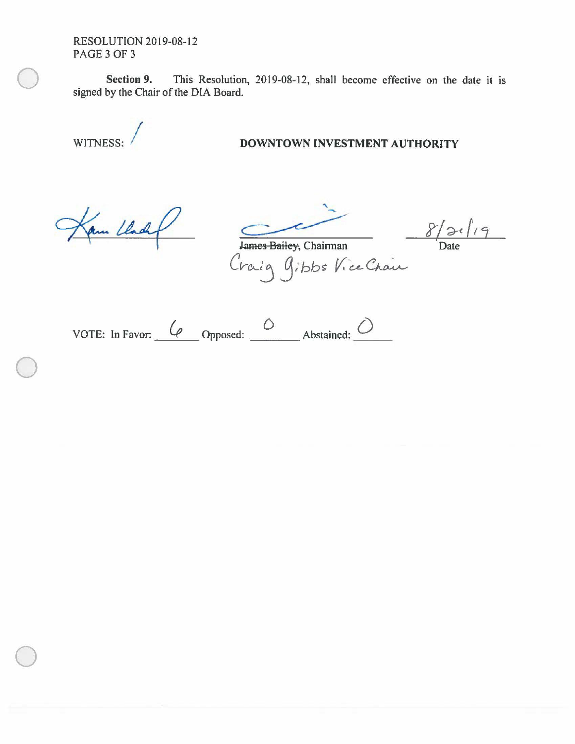RESOLUTION 2019-08-12

**Section 9.** This Resolution, 2019-08-12, shall become effective on the date it is signed by the Chair of the DIA Board.

WITNESS: /

**DOWNTOWN INVESTMENT AUTHORITY**

~~James Bailey~~, Chairman — Craig Gibbs Vice Chair

Date: 8/21/19

VOTE: In Favor: 6 Opposed: 0 Abstained: 0